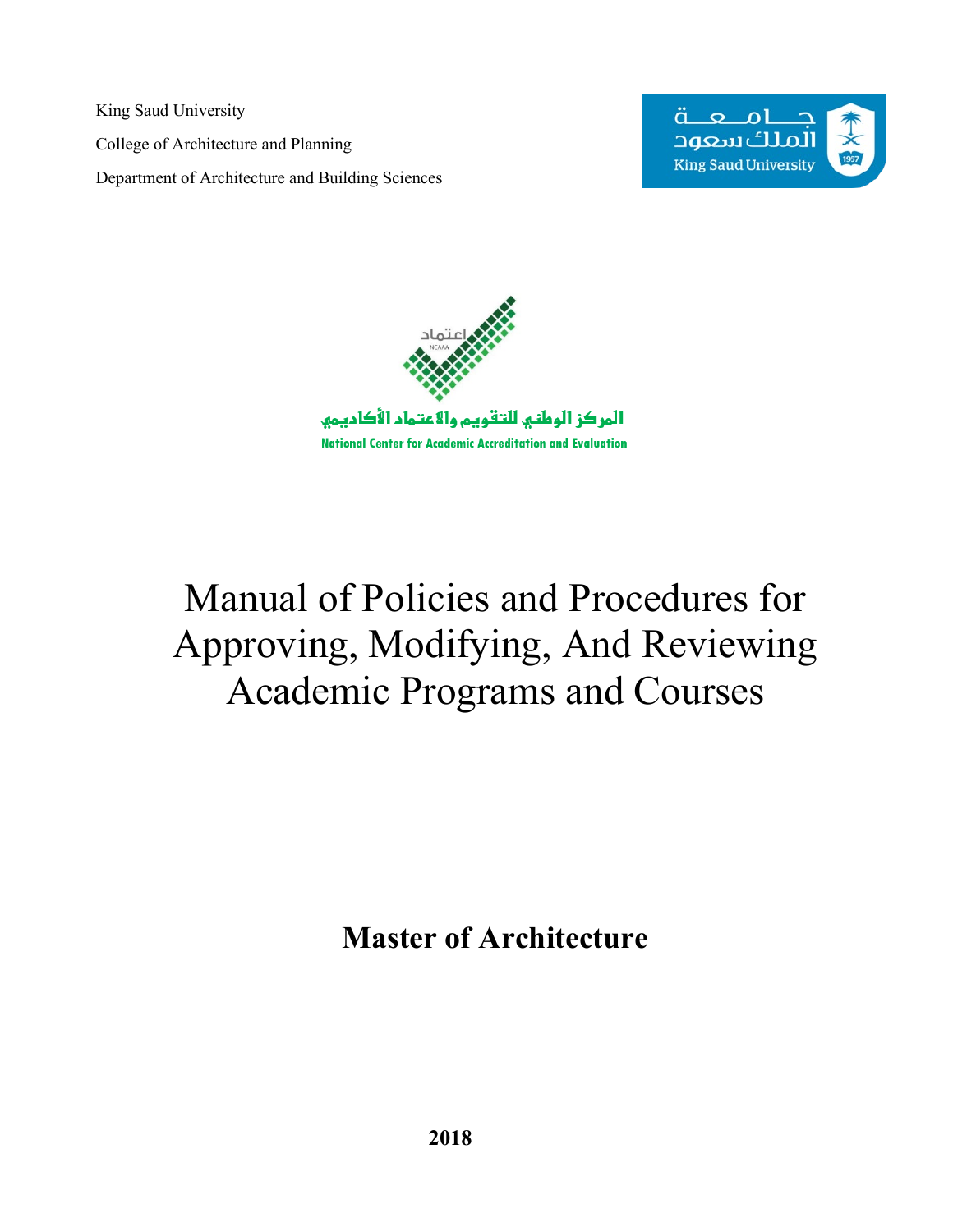King Saud University

College of Architecture and Planning

Department of Architecture and Building Sciences

جامعة الملك سعود

King Saud University

اعتماد

NCAAA

المركز الوطني للتقويم والاعتماد الأكاديمي

National Center for Academic Accreditation and Evaluation

# Manual of Policies and Procedures for Approving, Modifying, And Reviewing Academic Programs and Courses

## Master of Architecture

**2018**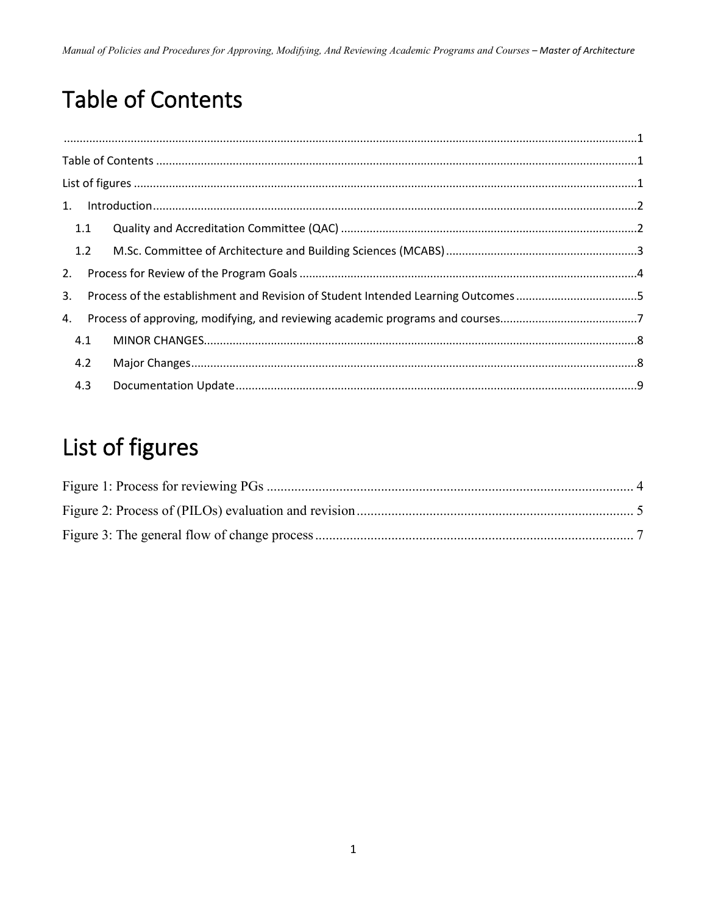# Table of Contents

.................................................................................................................................................................1

Table of Contents .....................................................................................................................................1

List of figures ............................................................................................................................................1

1. Introduction......................................................................................................................................2
   - 1.1 Quality and Accreditation Committee (QAC) ...........................................................................2
   - 1.2 M.Sc. Committee of Architecture and Building Sciences (MCABS) .........................................3
2. Process for Review of the Program Goals ........................................................................................4
3. Process of the establishment and Revision of Student Intended Learning Outcomes ......................5
4. Process of approving, modifying, and reviewing academic programs and courses...........................7
   - 4.1 MINOR CHANGES......................................................................................................................8
   - 4.2 Major Changes...........................................................................................................................8
   - 4.3 Documentation Update ............................................................................................................9

# List of figures

Figure 1: Process for reviewing PGs ........................................................................................... 4

Figure 2: Process of (PILOs) evaluation and revision ................................................................ 5

Figure 3: The general flow of change process ............................................................................ 7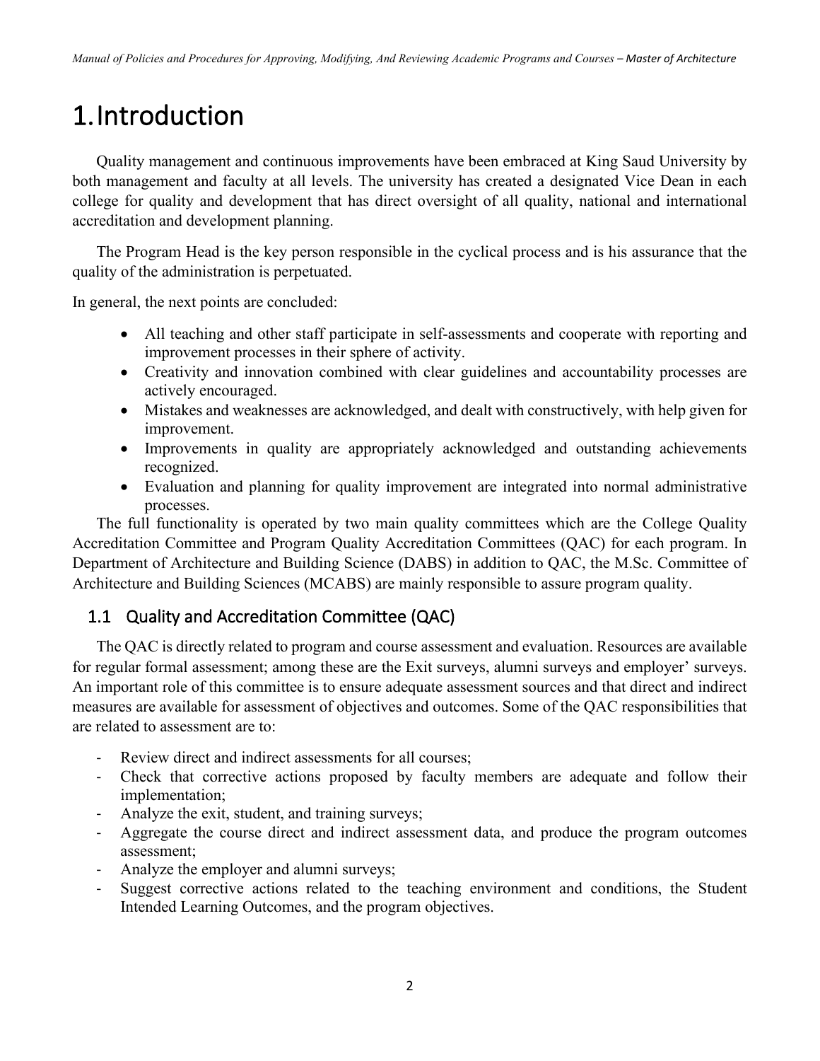# 1. Introduction

Quality management and continuous improvements have been embraced at King Saud University by both management and faculty at all levels. The university has created a designated Vice Dean in each college for quality and development that has direct oversight of all quality, national and international accreditation and development planning.

The Program Head is the key person responsible in the cyclical process and is his assurance that the quality of the administration is perpetuated.

In general, the next points are concluded:

- All teaching and other staff participate in self-assessments and cooperate with reporting and improvement processes in their sphere of activity.
- Creativity and innovation combined with clear guidelines and accountability processes are actively encouraged.
- Mistakes and weaknesses are acknowledged, and dealt with constructively, with help given for improvement.
- Improvements in quality are appropriately acknowledged and outstanding achievements recognized.
- Evaluation and planning for quality improvement are integrated into normal administrative processes.

The full functionality is operated by two main quality committees which are the College Quality Accreditation Committee and Program Quality Accreditation Committees (QAC) for each program. In Department of Architecture and Building Science (DABS) in addition to QAC, the M.Sc. Committee of Architecture and Building Sciences (MCABS) are mainly responsible to assure program quality.

## 1.1 Quality and Accreditation Committee (QAC)

The QAC is directly related to program and course assessment and evaluation. Resources are available for regular formal assessment; among these are the Exit surveys, alumni surveys and employer' surveys. An important role of this committee is to ensure adequate assessment sources and that direct and indirect measures are available for assessment of objectives and outcomes. Some of the QAC responsibilities that are related to assessment are to:

- Review direct and indirect assessments for all courses;
- Check that corrective actions proposed by faculty members are adequate and follow their implementation;
- Analyze the exit, student, and training surveys;
- Aggregate the course direct and indirect assessment data, and produce the program outcomes assessment;
- Analyze the employer and alumni surveys;
- Suggest corrective actions related to the teaching environment and conditions, the Student Intended Learning Outcomes, and the program objectives.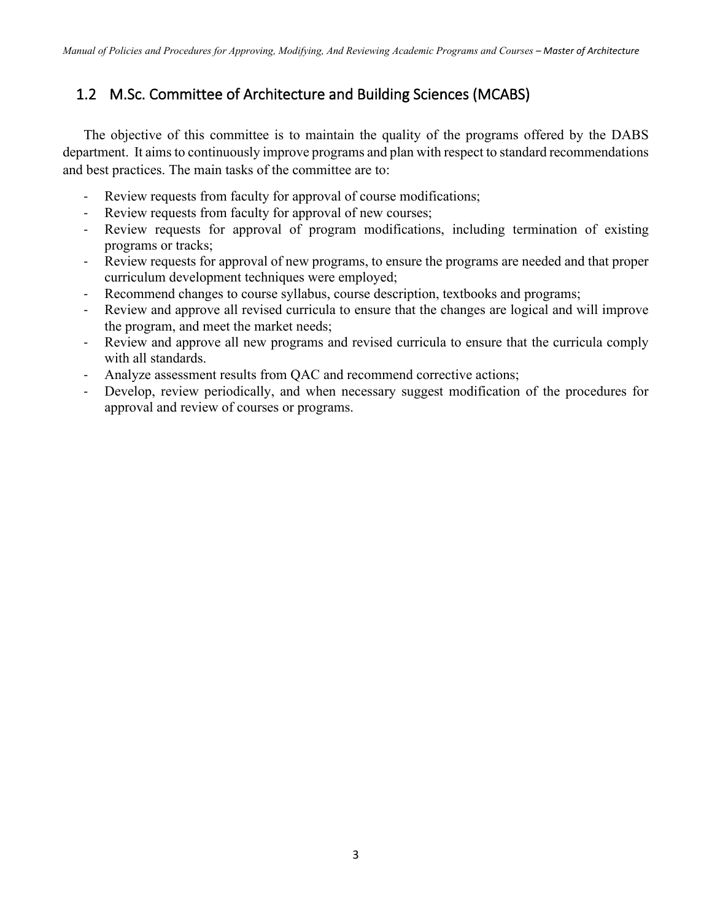## 1.2 M.Sc. Committee of Architecture and Building Sciences (MCABS)

The objective of this committee is to maintain the quality of the programs offered by the DABS department. It aims to continuously improve programs and plan with respect to standard recommendations and best practices. The main tasks of the committee are to:

- Review requests from faculty for approval of course modifications;
- Review requests from faculty for approval of new courses;
- Review requests for approval of program modifications, including termination of existing programs or tracks;
- Review requests for approval of new programs, to ensure the programs are needed and that proper curriculum development techniques were employed;
- Recommend changes to course syllabus, course description, textbooks and programs;
- Review and approve all revised curricula to ensure that the changes are logical and will improve the program, and meet the market needs;
- Review and approve all new programs and revised curricula to ensure that the curricula comply with all standards.
- Analyze assessment results from QAC and recommend corrective actions;
- Develop, review periodically, and when necessary suggest modification of the procedures for approval and review of courses or programs.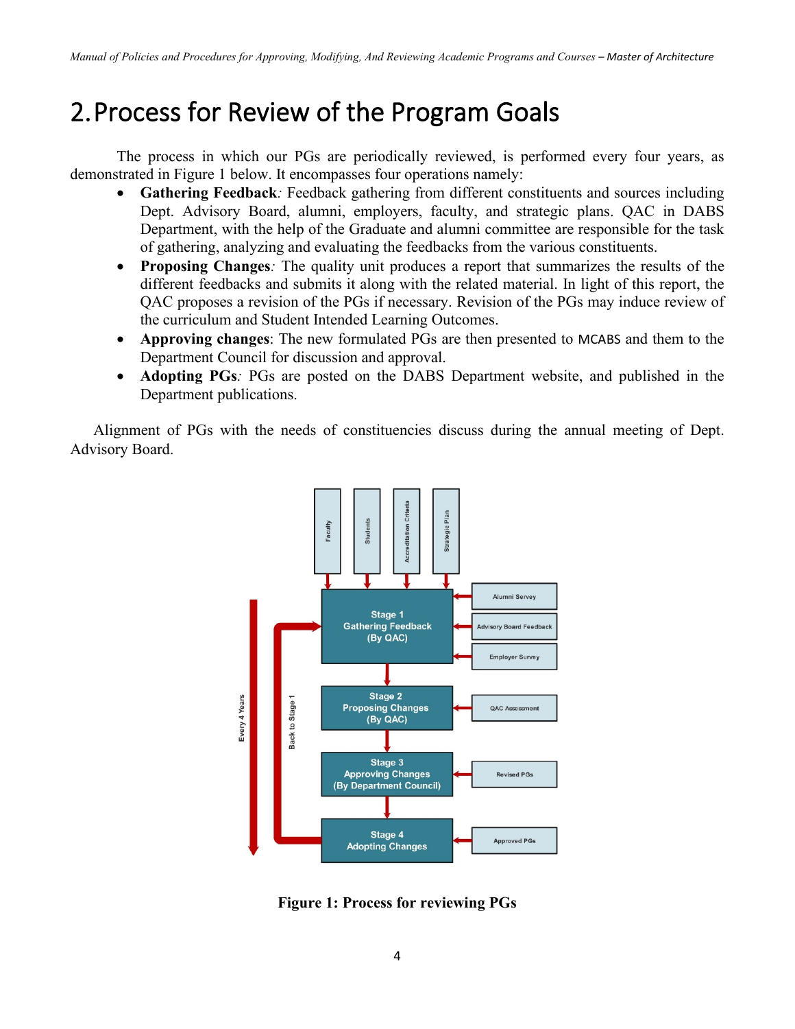# 2. Process for Review of the Program Goals

The process in which our PGs are periodically reviewed, is performed every four years, as demonstrated in Figure 1 below. It encompasses four operations namely:

- **Gathering Feedback**: Feedback gathering from different constituents and sources including Dept. Advisory Board, alumni, employers, faculty, and strategic plans. QAC in DABS Department, with the help of the Graduate and alumni committee are responsible for the task of gathering, analyzing and evaluating the feedbacks from the various constituents.
- **Proposing Changes**: The quality unit produces a report that summarizes the results of the different feedbacks and submits it along with the related material. In light of this report, the QAC proposes a revision of the PGs if necessary. Revision of the PGs may induce review of the curriculum and Student Intended Learning Outcomes.
- **Approving changes**: The new formulated PGs are then presented to MCABS and them to the Department Council for discussion and approval.
- **Adopting PGs**: PGs are posted on the DABS Department website, and published in the Department publications.

Alignment of PGs with the needs of constituencies discuss during the annual meeting of Dept. Advisory Board.

**Figure 1: Process for reviewing PGs**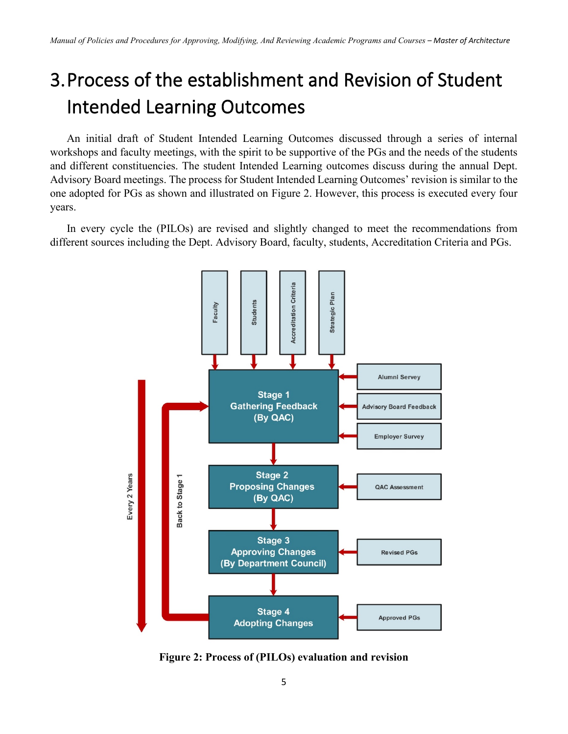# 3. Process of the establishment and Revision of Student Intended Learning Outcomes

An initial draft of Student Intended Learning Outcomes discussed through a series of internal workshops and faculty meetings, with the spirit to be supportive of the PGs and the needs of the students and different constituencies. The student Intended Learning outcomes discuss during the annual Dept. Advisory Board meetings. The process for Student Intended Learning Outcomes' revision is similar to the one adopted for PGs as shown and illustrated on Figure 2. However, this process is executed every four years.

In every cycle the (PILOs) are revised and slightly changed to meet the recommendations from different sources including the Dept. Advisory Board, faculty, students, Accreditation Criteria and PGs.

Faculty | Students | Accreditation Criteria | Strategic Plan

Stage 1 Gathering Feedback (By QAC) ← Alumni Servey, Advisory Board Feedback, Employer Survey

Stage 2 Proposing Changes (By QAC) ← QAC Assessment

Stage 3 Approving Changes (By Department Council) ← Revised PGs

Stage 4 Adopting Changes ← Approved PGs

Back to Stage 1

Every 2 Years

**Figure 2: Process of (PILOs) evaluation and revision**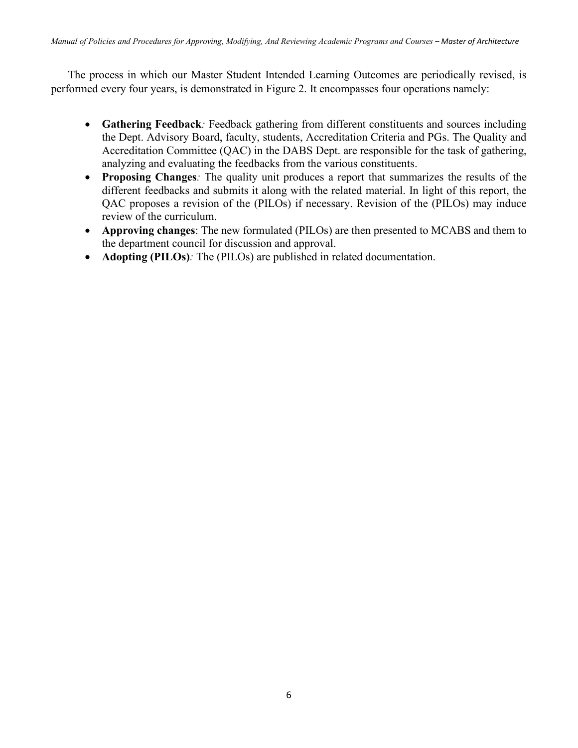The process in which our Master Student Intended Learning Outcomes are periodically revised, is performed every four years, is demonstrated in Figure 2. It encompasses four operations namely:

- **Gathering Feedback***:* Feedback gathering from different constituents and sources including the Dept. Advisory Board, faculty, students, Accreditation Criteria and PGs. The Quality and Accreditation Committee (QAC) in the DABS Dept. are responsible for the task of gathering, analyzing and evaluating the feedbacks from the various constituents.
- **Proposing Changes***:* The quality unit produces a report that summarizes the results of the different feedbacks and submits it along with the related material. In light of this report, the QAC proposes a revision of the (PILOs) if necessary. Revision of the (PILOs) may induce review of the curriculum.
- **Approving changes**: The new formulated (PILOs) are then presented to MCABS and them to the department council for discussion and approval.
- **Adopting (PILOs)***:* The (PILOs) are published in related documentation.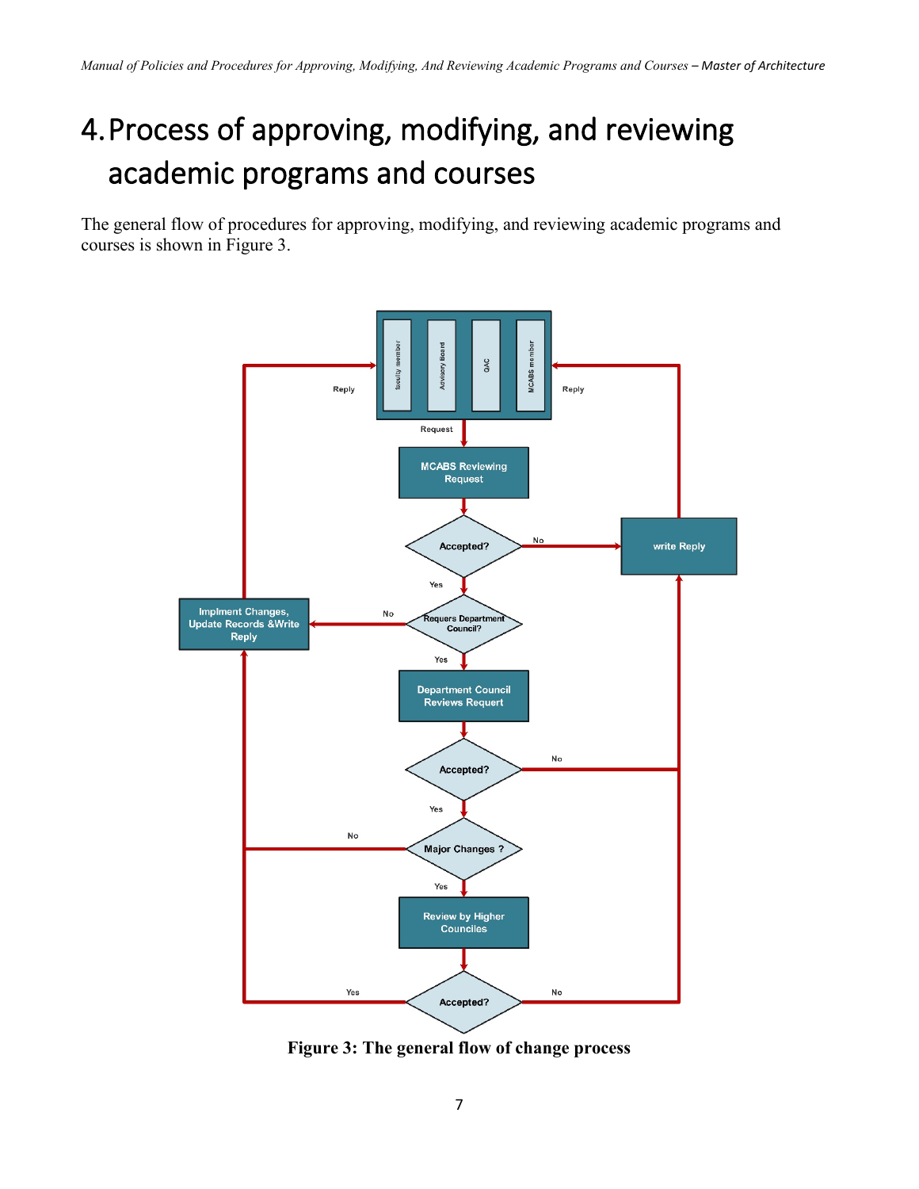# 4. Process of approving, modifying, and reviewing academic programs and courses

The general flow of procedures for approving, modifying, and reviewing academic programs and courses is shown in Figure 3.

**Figure 3: The general flow of change process**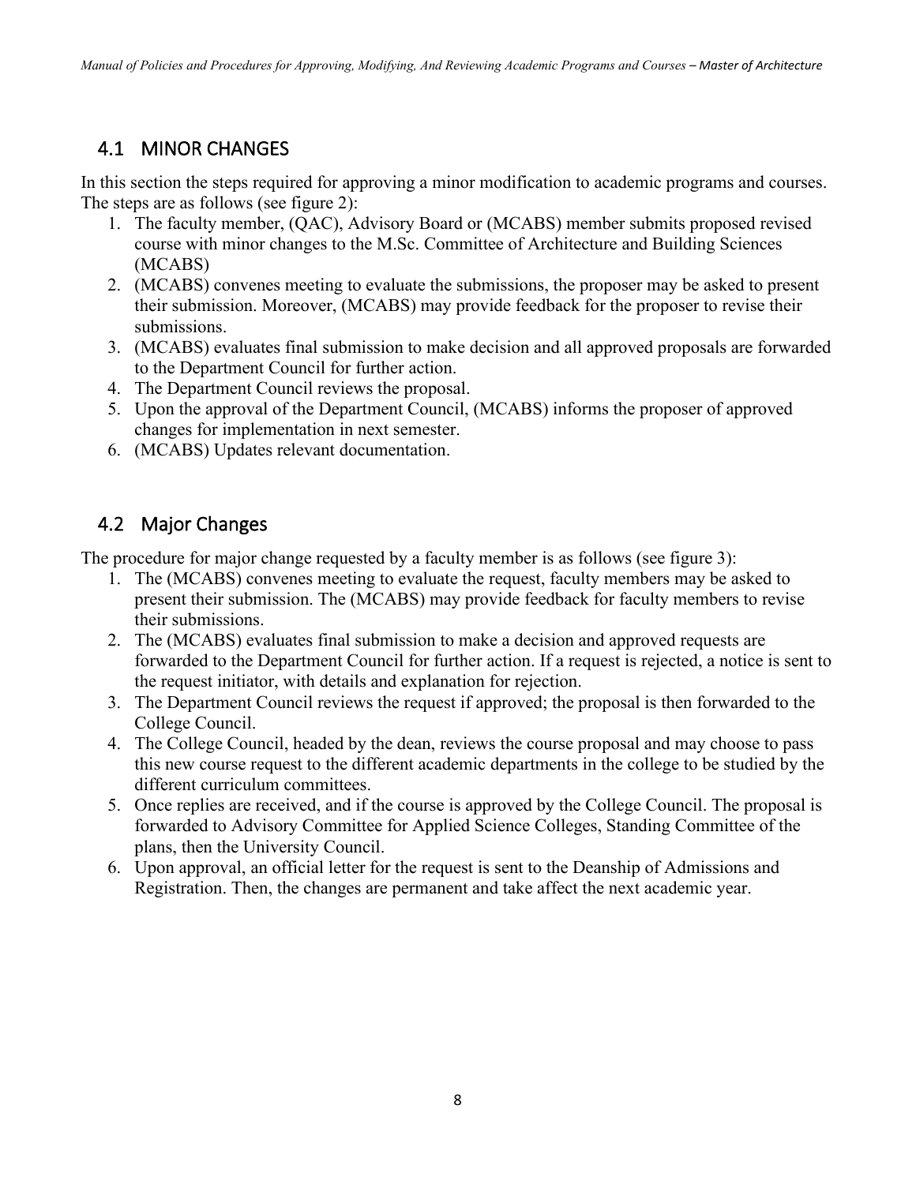## 4.1 MINOR CHANGES

In this section the steps required for approving a minor modification to academic programs and courses. The steps are as follows (see figure 2):

1. The faculty member, (QAC), Advisory Board or (MCABS) member submits proposed revised course with minor changes to the M.Sc. Committee of Architecture and Building Sciences (MCABS)
2. (MCABS) convenes meeting to evaluate the submissions, the proposer may be asked to present their submission. Moreover, (MCABS) may provide feedback for the proposer to revise their submissions.
3. (MCABS) evaluates final submission to make decision and all approved proposals are forwarded to the Department Council for further action.
4. The Department Council reviews the proposal.
5. Upon the approval of the Department Council, (MCABS) informs the proposer of approved changes for implementation in next semester.
6. (MCABS) Updates relevant documentation.

## 4.2 Major Changes

The procedure for major change requested by a faculty member is as follows (see figure 3):

1. The (MCABS) convenes meeting to evaluate the request, faculty members may be asked to present their submission. The (MCABS) may provide feedback for faculty members to revise their submissions.
2. The (MCABS) evaluates final submission to make a decision and approved requests are forwarded to the Department Council for further action. If a request is rejected, a notice is sent to the request initiator, with details and explanation for rejection.
3. The Department Council reviews the request if approved; the proposal is then forwarded to the College Council.
4. The College Council, headed by the dean, reviews the course proposal and may choose to pass this new course request to the different academic departments in the college to be studied by the different curriculum committees.
5. Once replies are received, and if the course is approved by the College Council. The proposal is forwarded to Advisory Committee for Applied Science Colleges, Standing Committee of the plans, then the University Council.
6. Upon approval, an official letter for the request is sent to the Deanship of Admissions and Registration. Then, the changes are permanent and take affect the next academic year.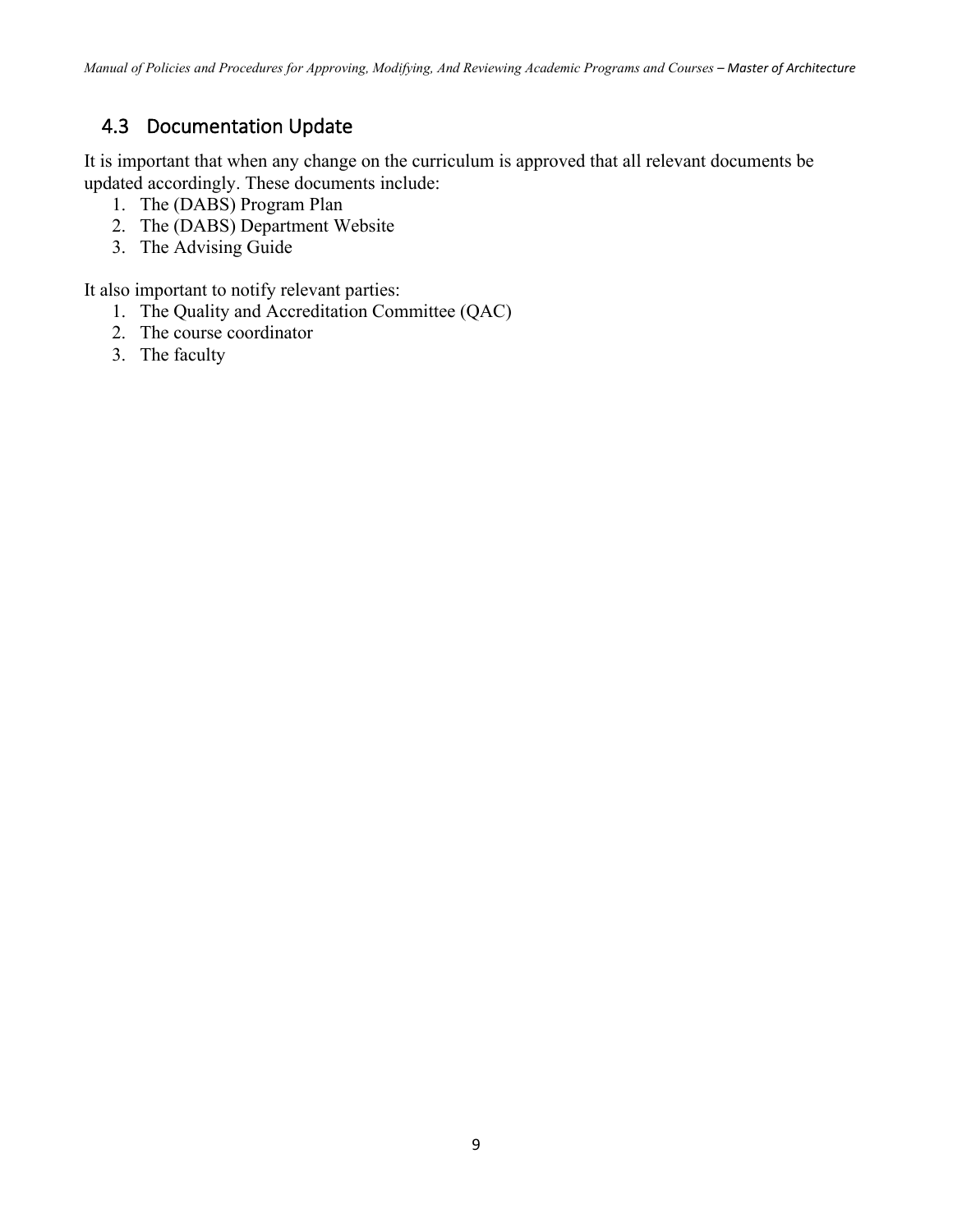## 4.3 Documentation Update

It is important that when any change on the curriculum is approved that all relevant documents be updated accordingly. These documents include:

1. The (DABS) Program Plan
2. The (DABS) Department Website
3. The Advising Guide

It also important to notify relevant parties:

1. The Quality and Accreditation Committee (QAC)
2. The course coordinator
3. The faculty